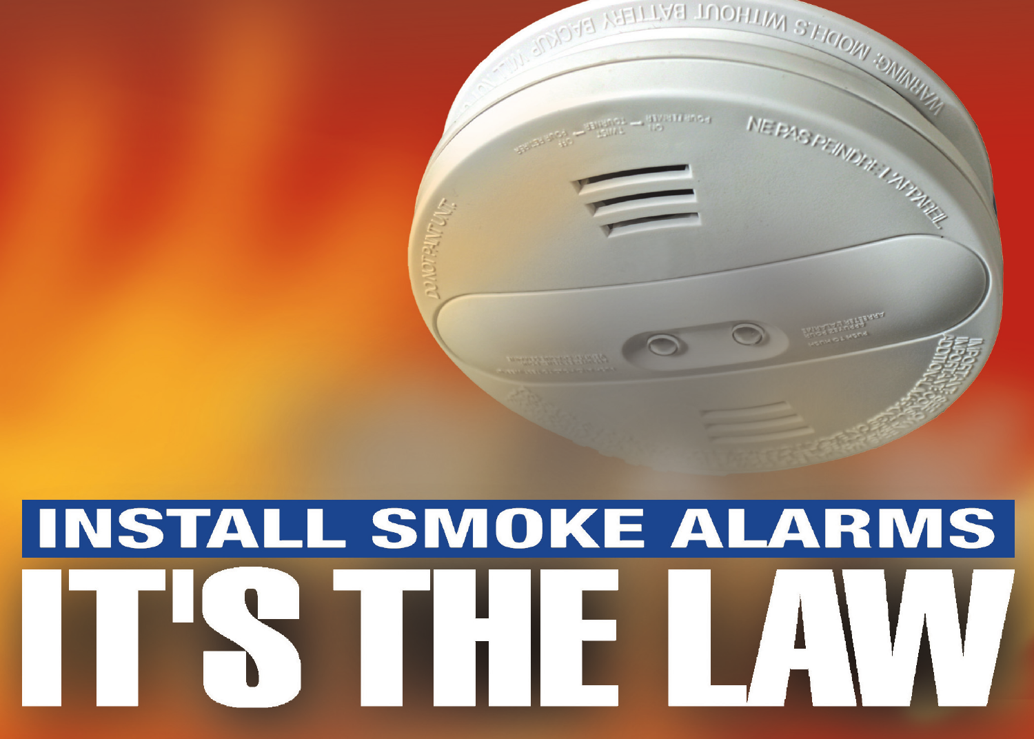# INSTALL SMOKE ALARMS

# IT'S THE LAW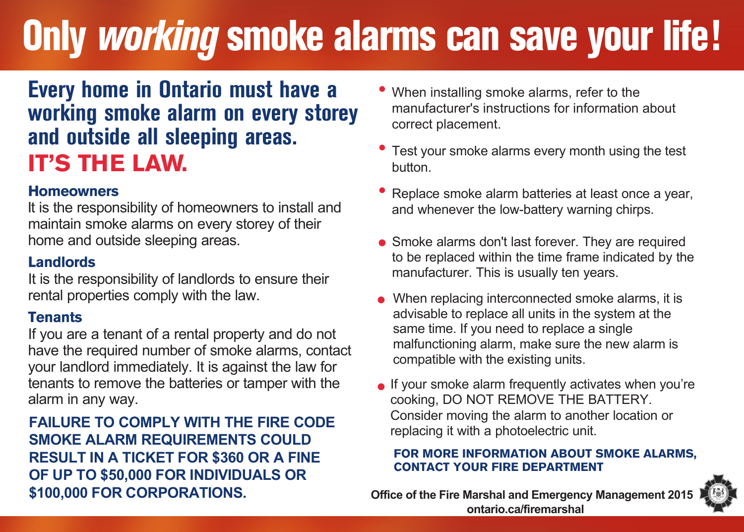# Only *working* smoke alarms can save your life!

## Every home in Ontario must have a working smoke alarm on every storey and outside all sleeping areas.

## IT'S THE LAW.

### Homeowners

It is the responsibility of homeowners to install and maintain smoke alarms on every storey of their home and outside sleeping areas.

### Landlords

It is the responsibility of landlords to ensure their rental properties comply with the law.

### Tenants

If you are a tenant of a rental property and do not have the required number of smoke alarms, contact your landlord immediately. It is against the law for tenants to remove the batteries or tamper with the alarm in any way.

**FAILURE TO COMPLY WITH THE FIRE CODE SMOKE ALARM REQUIREMENTS COULD RESULT IN A TICKET FOR $360 OR A FINE OF UP TO $50,000 FOR INDIVIDUALS OR $100,000 FOR CORPORATIONS.**

- When installing smoke alarms, refer to the manufacturer's instructions for information about correct placement.
- Test your smoke alarms every month using the test button.
- Replace smoke alarm batteries at least once a year, and whenever the low-battery warning chirps.
- Smoke alarms don't last forever. They are required to be replaced within the time frame indicated by the manufacturer. This is usually ten years.
- When replacing interconnected smoke alarms, it is advisable to replace all units in the system at the same time. If you need to replace a single malfunctioning alarm, make sure the new alarm is compatible with the existing units.
- If your smoke alarm frequently activates when you're cooking, DO NOT REMOVE THE BATTERY. Consider moving the alarm to another location or replacing it with a photoelectric unit.

**FOR MORE INFORMATION ABOUT SMOKE ALARMS, CONTACT YOUR FIRE DEPARTMENT**

**Office of the Fire Marshal and Emergency Management 2015**
**ontario.ca/firemarshal**